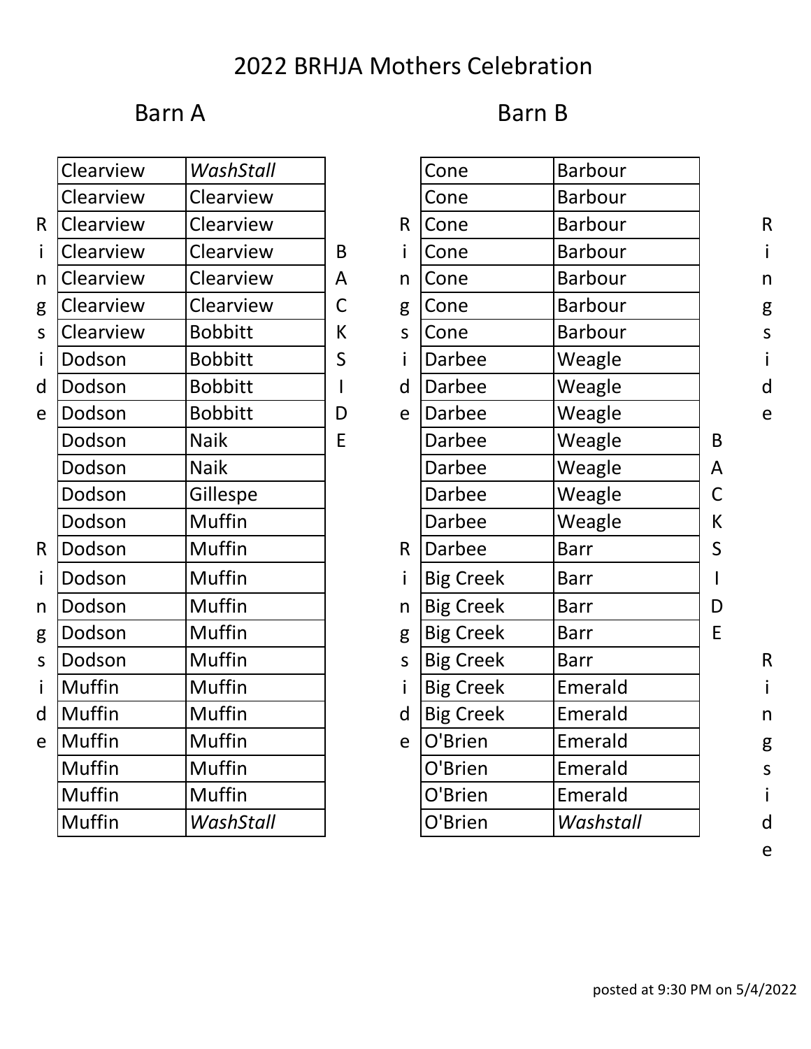# 2022 BRHJA Mothers Celebration

## Barn A

Ringside (left) / BACKSIDE (right)

| | |
|---|---|
| Clearview | *WashStall* |
| Clearview | Clearview |
| Clearview | Clearview |
| Clearview | Clearview |
| Clearview | Clearview |
| Clearview | Clearview |
| Clearview | Bobbitt |
| Dodson | Bobbitt |
| Dodson | Bobbitt |
| Dodson | Bobbitt |
| Dodson | Naik |
| Dodson | Naik |
| Dodson | Gillespe |
| Dodson | Muffin |
| Dodson | Muffin |
| Dodson | Muffin |
| Dodson | Muffin |
| Dodson | Muffin |
| Dodson | Muffin |
| Muffin | Muffin |
| Muffin | Muffin |
| Muffin | Muffin |
| Muffin | Muffin |
| Muffin | Muffin |
| Muffin | *WashStall* |

## Barn B

Ringside (left) / BACKSIDE and Ringside (right)

| | |
|---|---|
| Cone | Barbour |
| Cone | Barbour |
| Cone | Barbour |
| Cone | Barbour |
| Cone | Barbour |
| Cone | Barbour |
| Cone | Barbour |
| Darbee | Weagle |
| Darbee | Weagle |
| Darbee | Weagle |
| Darbee | Weagle |
| Darbee | Weagle |
| Darbee | Weagle |
| Darbee | Weagle |
| Darbee | Barr |
| Big Creek | Barr |
| Big Creek | Barr |
| Big Creek | Barr |
| Big Creek | Barr |
| Big Creek | Emerald |
| Big Creek | Emerald |
| O'Brien | Emerald |
| O'Brien | Emerald |
| O'Brien | Emerald |
| O'Brien | *Washstall* |

posted at 9:30 PM on 5/4/2022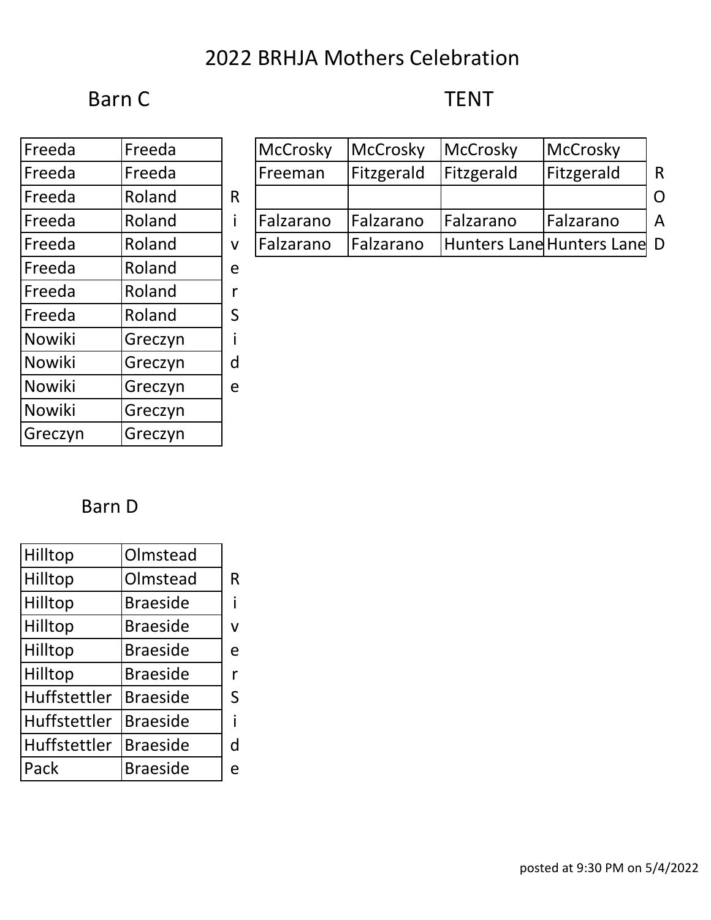# 2022 BRHJA Mothers Celebration

## Barn C

| | | |
|---|---|---|
| Freeda | Freeda | |
| Freeda | Freeda | |
| Freeda | Roland | R |
| Freeda | Roland | i |
| Freeda | Roland | v |
| Freeda | Roland | e |
| Freeda | Roland | r |
| Freeda | Roland | S |
| Nowiki | Greczyn | i |
| Nowiki | Greczyn | d |
| Nowiki | Greczyn | e |
| Nowiki | Greczyn | |
| Greczyn | Greczyn | |

## TENT

| | | | | |
|---|---|---|---|---|
| McCrosky | McCrosky | McCrosky | McCrosky | |
| Freeman | Fitzgerald | Fitzgerald | Fitzgerald | R |
| | | | | O |
| Falzarano | Falzarano | Falzarano | Falzarano | A |
| Falzarano | Falzarano | Hunters Lane | Hunters Lane | D |

## Barn D

| | | |
|---|---|---|
| Hilltop | Olmstead | |
| Hilltop | Olmstead | R |
| Hilltop | Braeside | i |
| Hilltop | Braeside | v |
| Hilltop | Braeside | e |
| Hilltop | Braeside | r |
| Huffstettler | Braeside | S |
| Huffstettler | Braeside | i |
| Huffstettler | Braeside | d |
| Pack | Braeside | e |

posted at 9:30 PM on 5/4/2022